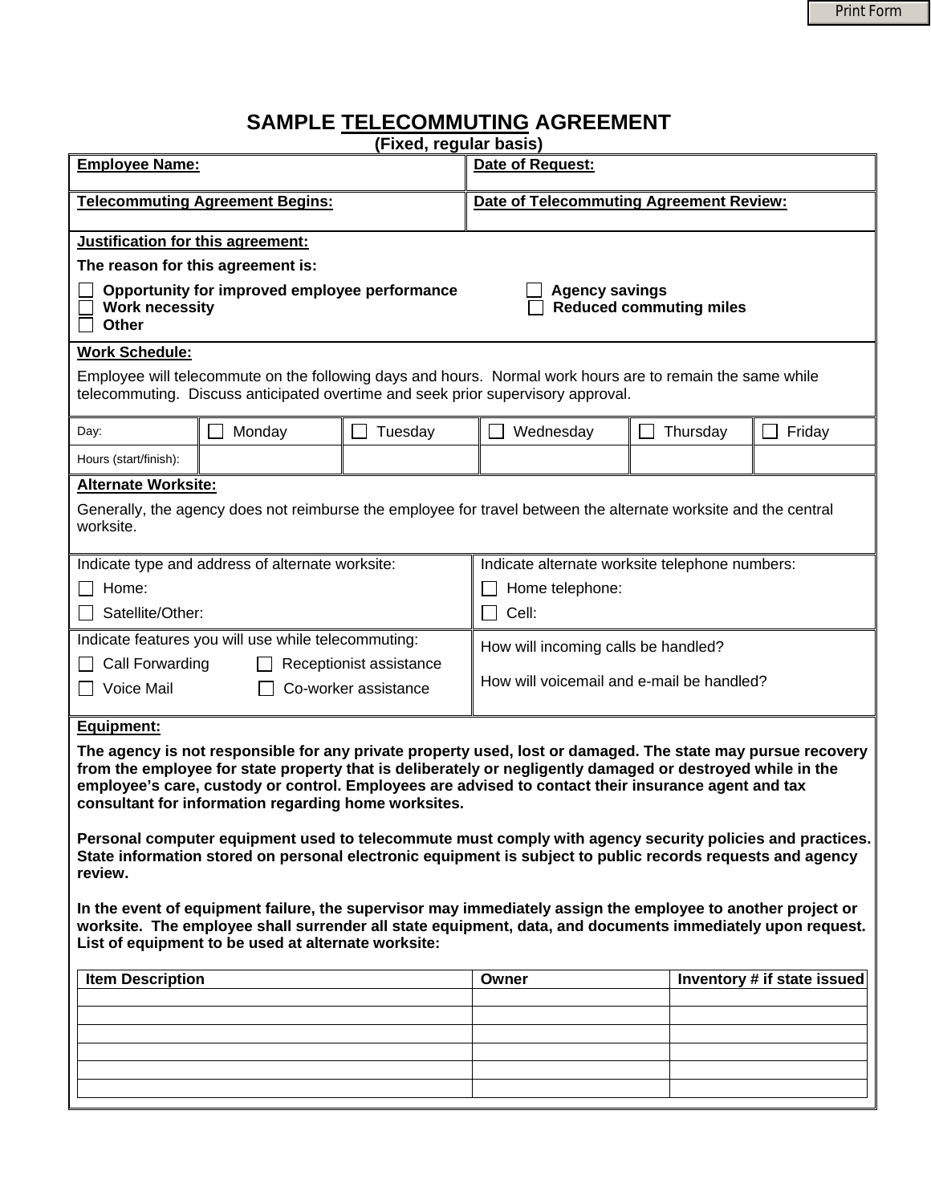# SAMPLE TELECOMMUTING AGREEMENT

**(Fixed, regular basis)**

| **Employee Name:** | **Date of Request:** |
|---|---|
| **Telecommuting Agreement Begins:** | **Date of Telecommuting Agreement Review:** |

**Justification for this agreement:**

**The reason for this agreement is:**

- ☐ **Opportunity for improved employee performance**
- ☐ **Agency savings**
- ☐ **Work necessity**
- ☐ **Reduced commuting miles**
- ☐ **Other**

**Work Schedule:**

Employee will telecommute on the following days and hours. Normal work hours are to remain the same while telecommuting. Discuss anticipated overtime and seek prior supervisory approval.

| Day: | ☐ Monday | ☐ Tuesday | ☐ Wednesday | ☐ Thursday | ☐ Friday |
|---|---|---|---|---|---|
| Hours (start/finish): | | | | | |

**Alternate Worksite:**

Generally, the agency does not reimburse the employee for travel between the alternate worksite and the central worksite.

| Indicate type and address of alternate worksite: | Indicate alternate worksite telephone numbers: |
|---|---|
| ☐ Home: | ☐ Home telephone: |
| ☐ Satellite/Other: | ☐ Cell: |

| Indicate features you will use while telecommuting: | How will incoming calls be handled? |
|---|---|
| ☐ Call Forwarding ☐ Receptionist assistance | How will voicemail and e-mail be handled? |
| ☐ Voice Mail ☐ Co-worker assistance | |

**Equipment:**

**The agency is not responsible for any private property used, lost or damaged. The state may pursue recovery from the employee for state property that is deliberately or negligently damaged or destroyed while in the employee's care, custody or control. Employees are advised to contact their insurance agent and tax consultant for information regarding home worksites.**

**Personal computer equipment used to telecommute must comply with agency security policies and practices. State information stored on personal electronic equipment is subject to public records requests and agency review.**

**In the event of equipment failure, the supervisor may immediately assign the employee to another project or worksite. The employee shall surrender all state equipment, data, and documents immediately upon request. List of equipment to be used at alternate worksite:**

| **Item Description** | **Owner** | **Inventory # if state issued** |
|---|---|---|
| | | |
| | | |
| | | |
| | | |
| | | |
| | | |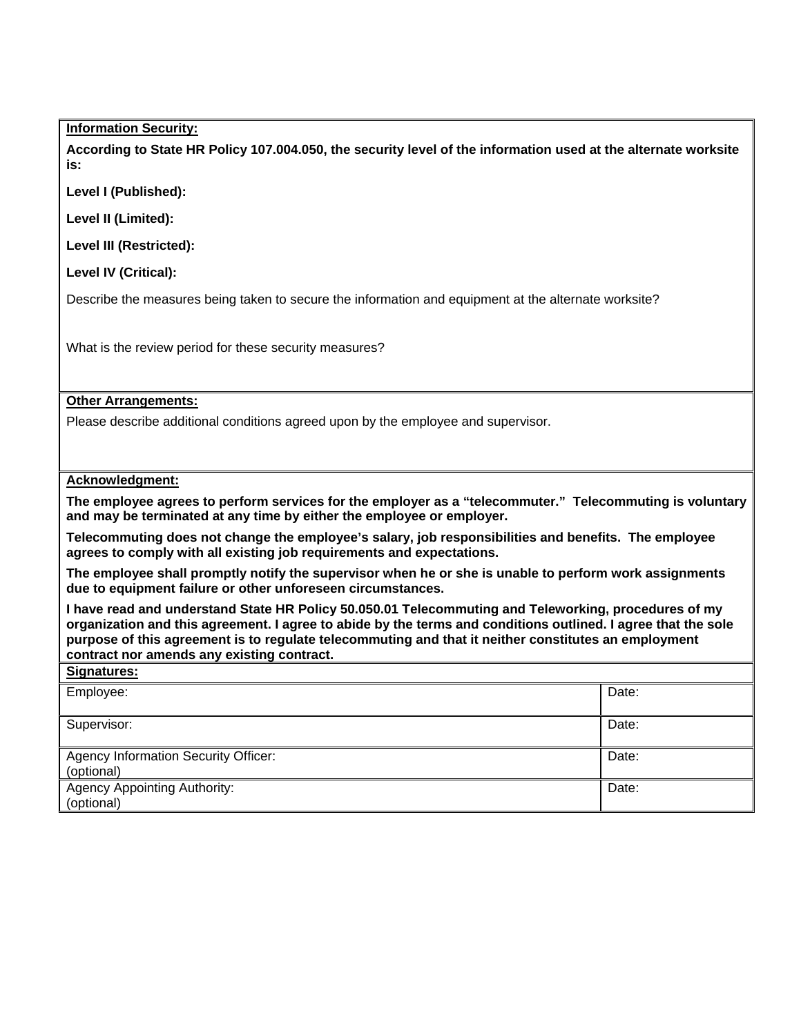**Information Security:**

**According to State HR Policy 107.004.050, the security level of the information used at the alternate worksite is:**

**Level I (Published):**

**Level II (Limited):**

**Level III (Restricted):**

**Level IV (Critical):**

Describe the measures being taken to secure the information and equipment at the alternate worksite?

What is the review period for these security measures?

**Other Arrangements:**

Please describe additional conditions agreed upon by the employee and supervisor.

**Acknowledgment:**

**The employee agrees to perform services for the employer as a "telecommuter." Telecommuting is voluntary and may be terminated at any time by either the employee or employer.**

**Telecommuting does not change the employee's salary, job responsibilities and benefits. The employee agrees to comply with all existing job requirements and expectations.**

**The employee shall promptly notify the supervisor when he or she is unable to perform work assignments due to equipment failure or other unforeseen circumstances.**

**I have read and understand State HR Policy 50.050.01 Telecommuting and Teleworking, procedures of my organization and this agreement. I agree to abide by the terms and conditions outlined. I agree that the sole purpose of this agreement is to regulate telecommuting and that it neither constitutes an employment contract nor amends any existing contract.**

**Signatures:**

| | |
|---|---|
| Employee: | Date: |
| Supervisor: | Date: |
| Agency Information Security Officer: (optional) | Date: |
| Agency Appointing Authority: (optional) | Date: |